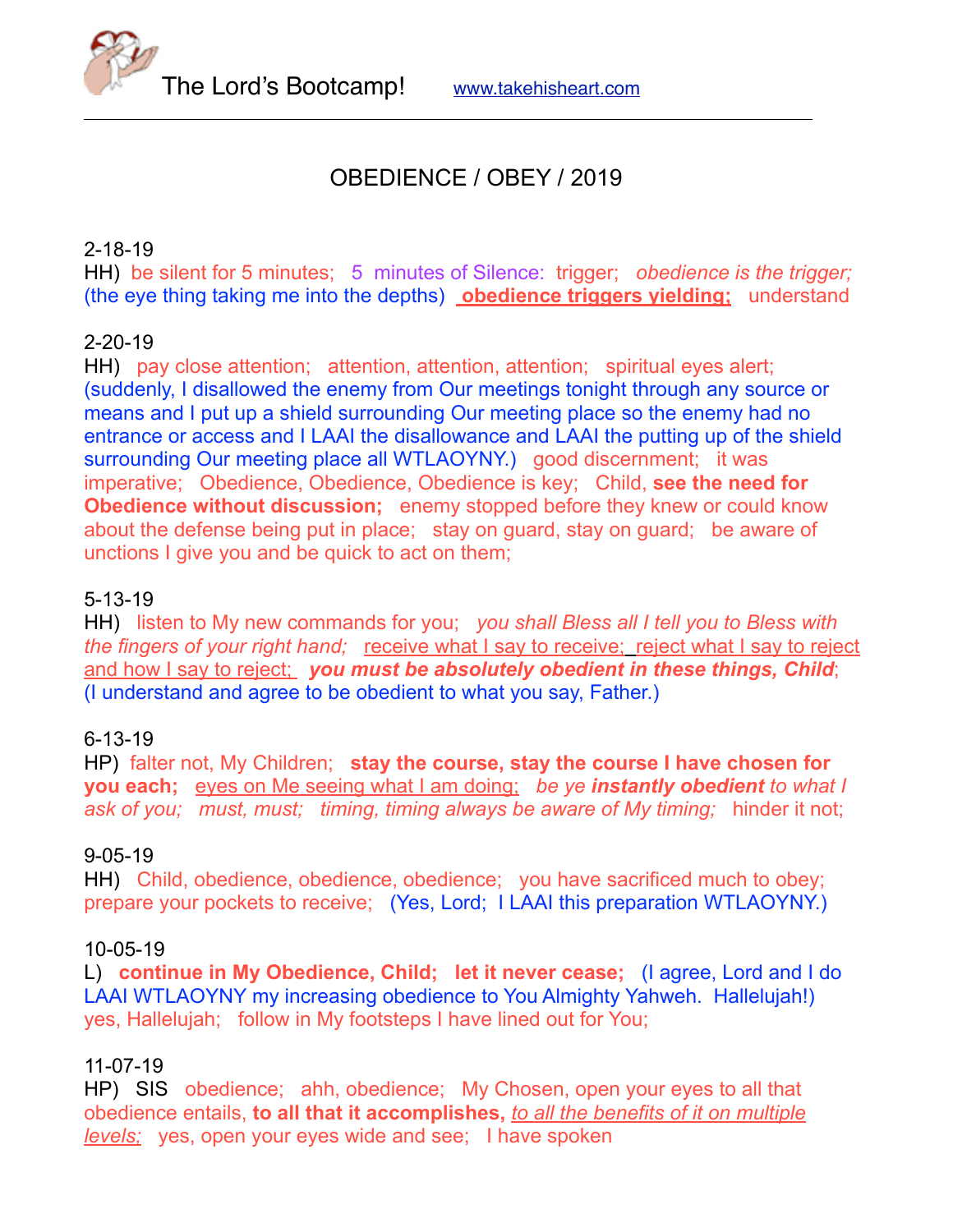The Lord's Bootcamp! www.takehisheart.com

---

# OBEDIENCE / OBEY / 2019

2-18-19
HH) be silent for 5 minutes; 5 minutes of Silence: trigger; *obedience is the trigger;* (the eye thing taking me into the depths) **obedience triggers yielding;** understand

2-20-19
HH) pay close attention; attention, attention, attention; spiritual eyes alert; (suddenly, I disallowed the enemy from Our meetings tonight through any source or means and I put up a shield surrounding Our meeting place so the enemy had no entrance or access and I LAAI the disallowance and LAAI the putting up of the shield surrounding Our meeting place all WTLAOYNY.) good discernment; it was imperative; Obedience, Obedience, Obedience is key; Child, **see the need for Obedience without discussion;** enemy stopped before they knew or could know about the defense being put in place; stay on guard, stay on guard; be aware of unctions I give you and be quick to act on them;

5-13-19
HH) listen to My new commands for you; *you shall Bless all I tell you to Bless with the fingers of your right hand;* receive what I say to receive; reject what I say to reject and how I say to reject; ***you must be absolutely obedient in these things, Child***; (I understand and agree to be obedient to what you say, Father.)

6-13-19
HP) falter not, My Children; **stay the course, stay the course I have chosen for you each;** eyes on Me seeing what I am doing; *be ye **instantly obedient** to what I ask of you; must, must; timing, timing always be aware of My timing;* hinder it not;

9-05-19
HH) Child, obedience, obedience, obedience; you have sacrificed much to obey; prepare your pockets to receive; (Yes, Lord; I LAAI this preparation WTLAOYNY.)

10-05-19
L) **continue in My Obedience, Child; let it never cease;** (I agree, Lord and I do LAAI WTLAOYNY my increasing obedience to You Almighty Yahweh. Hallelujah!) yes, Hallelujah; follow in My footsteps I have lined out for You;

11-07-19
HP) SIS obedience; ahh, obedience; My Chosen, open your eyes to all that obedience entails, **to all that it accomplishes,** *to all the benefits of it on multiple levels;* yes, open your eyes wide and see; I have spoken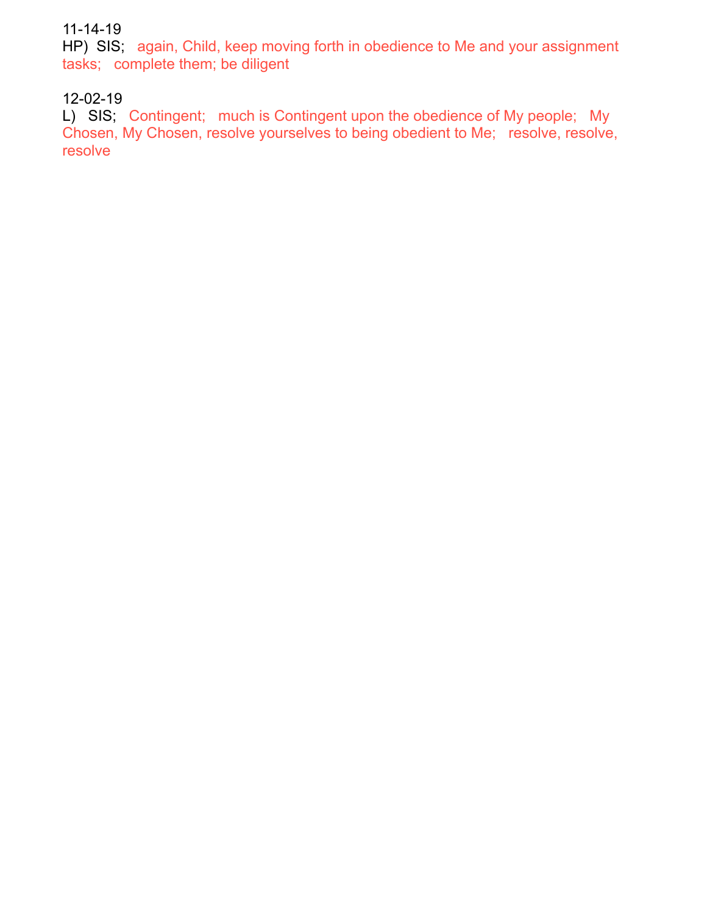11-14-19

HP)  SIS;   again, Child, keep moving forth in obedience to Me and your assignment tasks;   complete them; be diligent

12-02-19

L)   SIS;   Contingent;   much is Contingent upon the obedience of My people;   My Chosen, My Chosen, resolve yourselves to being obedient to Me;   resolve, resolve, resolve